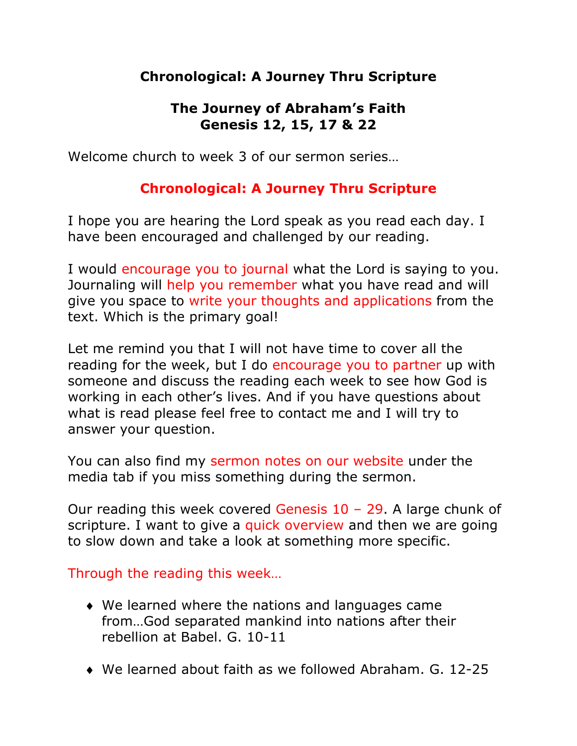# Chronological: A Journey Thru Scripture

## The Journey of Abraham's Faith
## Genesis 12, 15, 17 & 22

Welcome church to week 3 of our sermon series…

### Chronological: A Journey Thru Scripture

I hope you are hearing the Lord speak as you read each day. I have been encouraged and challenged by our reading.

I would encourage you to journal what the Lord is saying to you. Journaling will help you remember what you have read and will give you space to write your thoughts and applications from the text. Which is the primary goal!

Let me remind you that I will not have time to cover all the reading for the week, but I do encourage you to partner up with someone and discuss the reading each week to see how God is working in each other's lives. And if you have questions about what is read please feel free to contact me and I will try to answer your question.

You can also find my sermon notes on our website under the media tab if you miss something during the sermon.

Our reading this week covered Genesis 10 – 29. A large chunk of scripture. I want to give a quick overview and then we are going to slow down and take a look at something more specific.

Through the reading this week…

- We learned where the nations and languages came from…God separated mankind into nations after their rebellion at Babel. G. 10-11

- We learned about faith as we followed Abraham. G. 12-25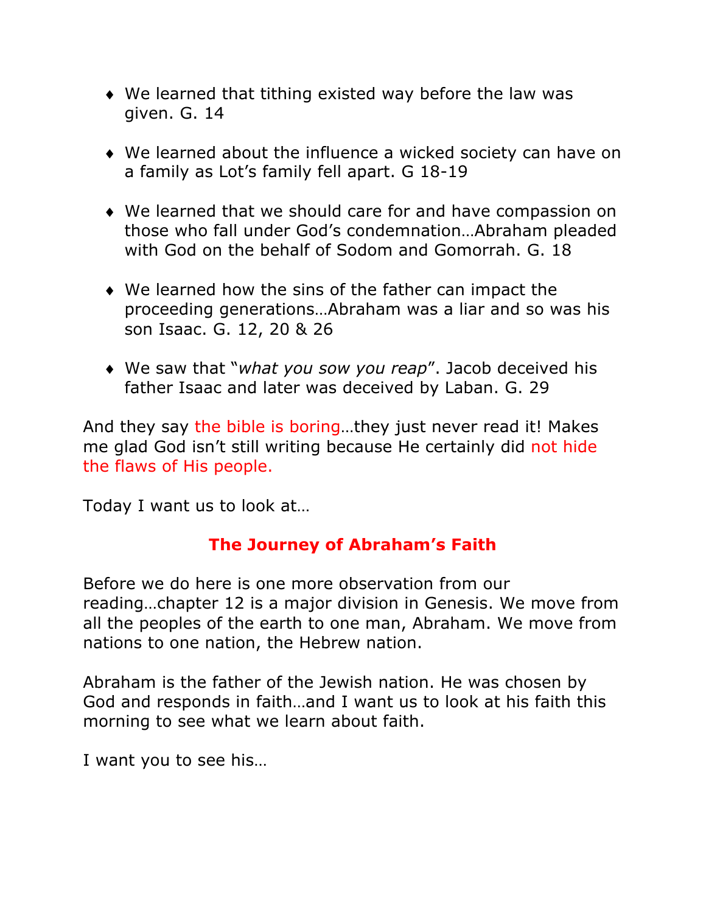- We learned that tithing existed way before the law was given. G. 14

- We learned about the influence a wicked society can have on a family as Lot's family fell apart. G 18-19

- We learned that we should care for and have compassion on those who fall under God's condemnation…Abraham pleaded with God on the behalf of Sodom and Gomorrah. G. 18

- We learned how the sins of the father can impact the proceeding generations…Abraham was a liar and so was his son Isaac. G. 12, 20 & 26

- We saw that "*what you sow you reap*". Jacob deceived his father Isaac and later was deceived by Laban. G. 29

And they say the bible is boring…they just never read it! Makes me glad God isn't still writing because He certainly did not hide the flaws of His people.

Today I want us to look at…

## The Journey of Abraham's Faith

Before we do here is one more observation from our reading…chapter 12 is a major division in Genesis. We move from all the peoples of the earth to one man, Abraham. We move from nations to one nation, the Hebrew nation.

Abraham is the father of the Jewish nation. He was chosen by God and responds in faith…and I want us to look at his faith this morning to see what we learn about faith.

I want you to see his…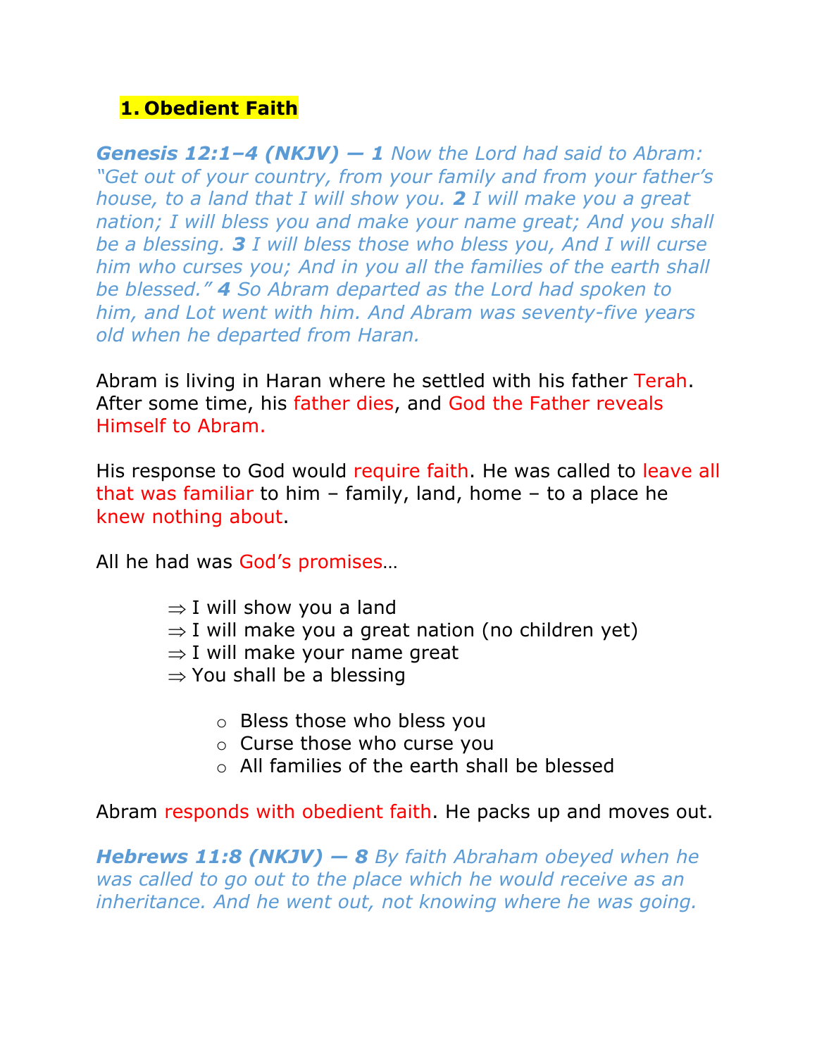## 1. Obedient Faith

***Genesis 12:1–4 (NKJV) — 1*** *Now the Lord had said to Abram: "Get out of your country, from your family and from your father's house, to a land that I will show you.* ***2*** *I will make you a great nation; I will bless you and make your name great; And you shall be a blessing.* ***3*** *I will bless those who bless you, And I will curse him who curses you; And in you all the families of the earth shall be blessed."* ***4*** *So Abram departed as the Lord had spoken to him, and Lot went with him. And Abram was seventy-five years old when he departed from Haran.*

Abram is living in Haran where he settled with his father Terah. After some time, his father dies, and God the Father reveals Himself to Abram.

His response to God would require faith. He was called to leave all that was familiar to him – family, land, home – to a place he knew nothing about.

All he had was God's promises…

- ⇒ I will show you a land
- ⇒ I will make you a great nation (no children yet)
- ⇒ I will make your name great
- ⇒ You shall be a blessing
    - Bless those who bless you
    - Curse those who curse you
    - All families of the earth shall be blessed

Abram responds with obedient faith. He packs up and moves out.

***Hebrews 11:8 (NKJV) — 8*** *By faith Abraham obeyed when he was called to go out to the place which he would receive as an inheritance. And he went out, not knowing where he was going.*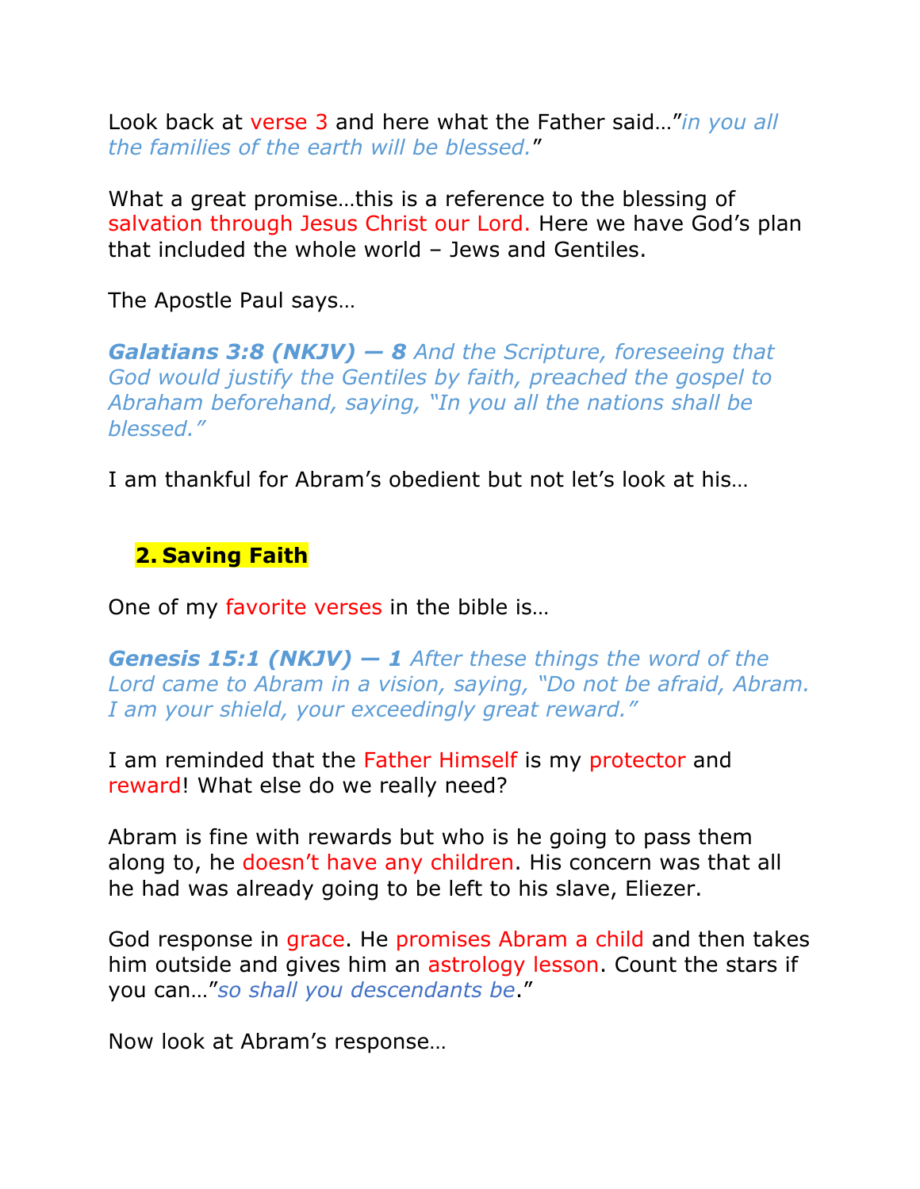Look back at verse 3 and here what the Father said…"*in you all the families of the earth will be blessed.*"

What a great promise…this is a reference to the blessing of salvation through Jesus Christ our Lord. Here we have God's plan that included the whole world – Jews and Gentiles.

The Apostle Paul says…

***Galatians 3:8 (NKJV) — 8** And the Scripture, foreseeing that God would justify the Gentiles by faith, preached the gospel to Abraham beforehand, saying, "In you all the nations shall be blessed."*

I am thankful for Abram's obedient but not let's look at his…

## 2. Saving Faith

One of my favorite verses in the bible is…

***Genesis 15:1 (NKJV) — 1** After these things the word of the Lord came to Abram in a vision, saying, "Do not be afraid, Abram. I am your shield, your exceedingly great reward."*

I am reminded that the Father Himself is my protector and reward! What else do we really need?

Abram is fine with rewards but who is he going to pass them along to, he doesn't have any children. His concern was that all he had was already going to be left to his slave, Eliezer.

God response in grace. He promises Abram a child and then takes him outside and gives him an astrology lesson. Count the stars if you can…"*so shall you descendants be*."

Now look at Abram's response…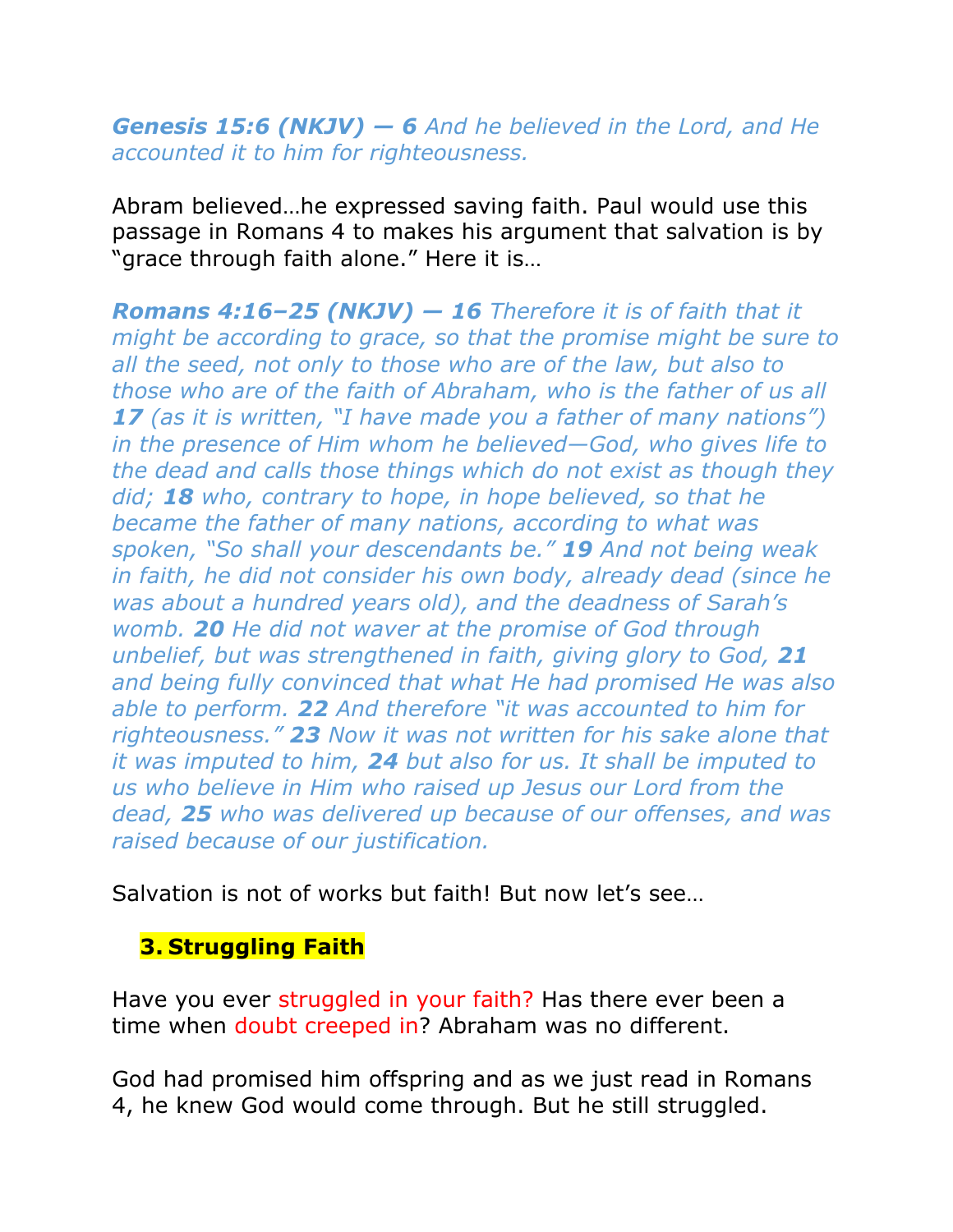***Genesis 15:6 (NKJV) — 6** And he believed in the Lord, and He accounted it to him for righteousness.*

Abram believed…he expressed saving faith. Paul would use this passage in Romans 4 to makes his argument that salvation is by "grace through faith alone." Here it is…

***Romans 4:16–25 (NKJV) — 16** Therefore it is of faith that it might be according to grace, so that the promise might be sure to all the seed, not only to those who are of the law, but also to those who are of the faith of Abraham, who is the father of us all **17** (as it is written, "I have made you a father of many nations") in the presence of Him whom he believed—God, who gives life to the dead and calls those things which do not exist as though they did; **18** who, contrary to hope, in hope believed, so that he became the father of many nations, according to what was spoken, "So shall your descendants be." **19** And not being weak in faith, he did not consider his own body, already dead (since he was about a hundred years old), and the deadness of Sarah's womb. **20** He did not waver at the promise of God through unbelief, but was strengthened in faith, giving glory to God, **21** and being fully convinced that what He had promised He was also able to perform. **22** And therefore "it was accounted to him for righteousness." **23** Now it was not written for his sake alone that it was imputed to him, **24** but also for us. It shall be imputed to us who believe in Him who raised up Jesus our Lord from the dead, **25** who was delivered up because of our offenses, and was raised because of our justification.*

Salvation is not of works but faith! But now let's see…

## 3. Struggling Faith

Have you ever struggled in your faith? Has there ever been a time when doubt creeped in? Abraham was no different.

God had promised him offspring and as we just read in Romans 4, he knew God would come through. But he still struggled.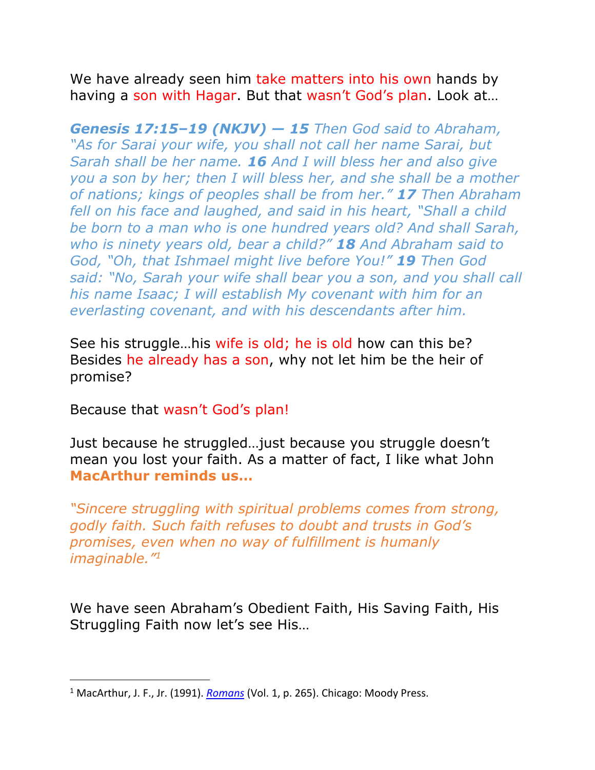We have already seen him take matters into his own hands by having a son with Hagar. But that wasn't God's plan. Look at…

***Genesis 17:15–19 (NKJV) — 15*** *Then God said to Abraham, "As for Sarai your wife, you shall not call her name Sarai, but Sarah shall be her name.* ***16*** *And I will bless her and also give you a son by her; then I will bless her, and she shall be a mother of nations; kings of peoples shall be from her."* ***17*** *Then Abraham fell on his face and laughed, and said in his heart, "Shall a child be born to a man who is one hundred years old? And shall Sarah, who is ninety years old, bear a child?"* ***18*** *And Abraham said to God, "Oh, that Ishmael might live before You!"* ***19*** *Then God said: "No, Sarah your wife shall bear you a son, and you shall call his name Isaac; I will establish My covenant with him for an everlasting covenant, and with his descendants after him.*

See his struggle…his wife is old; he is old how can this be? Besides he already has a son, why not let him be the heir of promise?

Because that wasn't God's plan!

Just because he struggled…just because you struggle doesn't mean you lost your faith. As a matter of fact, I like what John **MacArthur reminds us…**

*"Sincere struggling with spiritual problems comes from strong, godly faith. Such faith refuses to doubt and trusts in God's promises, even when no way of fulfillment is humanly imaginable."*[1]

We have seen Abraham's Obedient Faith, His Saving Faith, His Struggling Faith now let's see His…

---

[1] MacArthur, J. F., Jr. (1991). *Romans* (Vol. 1, p. 265). Chicago: Moody Press.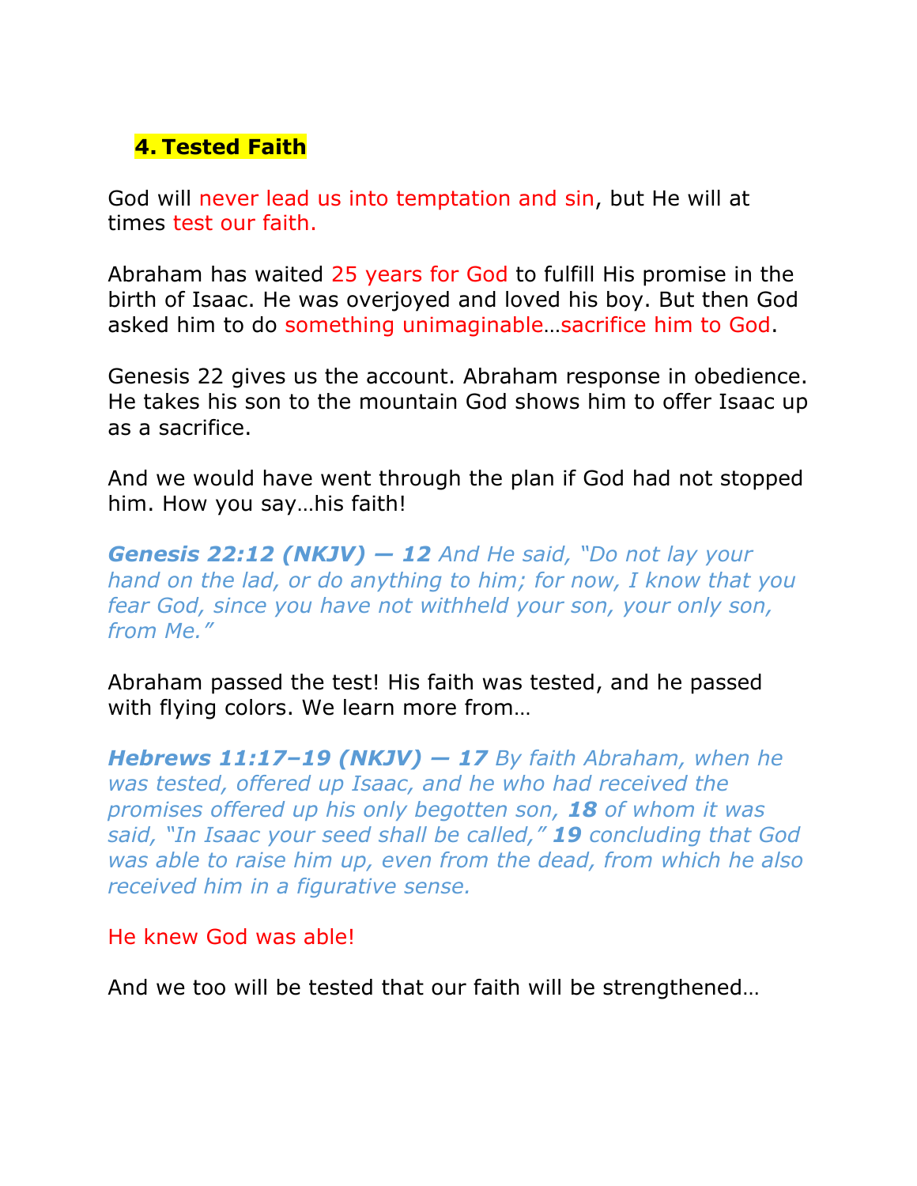## 4. Tested Faith

God will never lead us into temptation and sin, but He will at times test our faith.

Abraham has waited 25 years for God to fulfill His promise in the birth of Isaac. He was overjoyed and loved his boy. But then God asked him to do something unimaginable…sacrifice him to God.

Genesis 22 gives us the account. Abraham response in obedience. He takes his son to the mountain God shows him to offer Isaac up as a sacrifice.

And we would have went through the plan if God had not stopped him. How you say…his faith!

***Genesis 22:12 (NKJV) — 12*** *And He said, "Do not lay your hand on the lad, or do anything to him; for now, I know that you fear God, since you have not withheld your son, your only son, from Me."*

Abraham passed the test! His faith was tested, and he passed with flying colors. We learn more from…

***Hebrews 11:17–19 (NKJV) — 17*** *By faith Abraham, when he was tested, offered up Isaac, and he who had received the promises offered up his only begotten son,* ***18*** *of whom it was said, "In Isaac your seed shall be called,"* ***19*** *concluding that God was able to raise him up, even from the dead, from which he also received him in a figurative sense.*

He knew God was able!

And we too will be tested that our faith will be strengthened…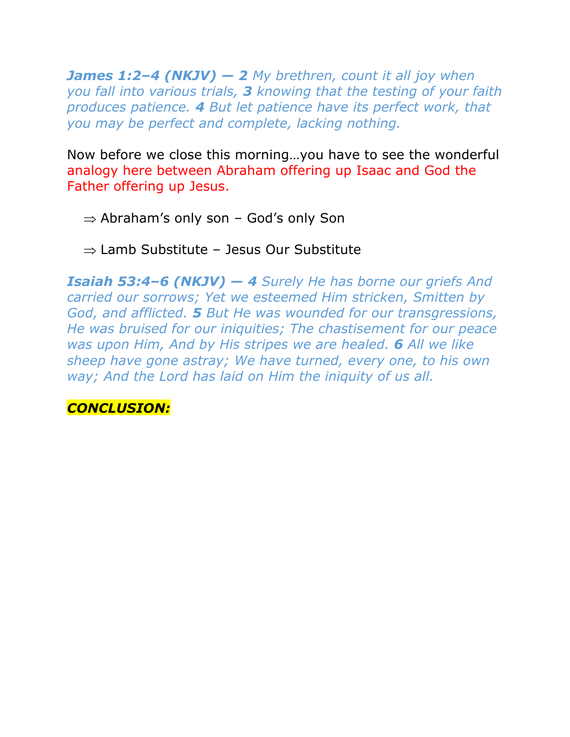***James 1:2–4 (NKJV) — 2*** *My brethren, count it all joy when you fall into various trials,* ***3*** *knowing that the testing of your faith produces patience.* ***4*** *But let patience have its perfect work, that you may be perfect and complete, lacking nothing.*

Now before we close this morning…you have to see the wonderful analogy here between Abraham offering up Isaac and God the Father offering up Jesus.

- ⇒ Abraham's only son – God's only Son
- ⇒ Lamb Substitute – Jesus Our Substitute

***Isaiah 53:4–6 (NKJV) — 4*** *Surely He has borne our griefs And carried our sorrows; Yet we esteemed Him stricken, Smitten by God, and afflicted.* ***5*** *But He was wounded for our transgressions, He was bruised for our iniquities; The chastisement for our peace was upon Him, And by His stripes we are healed.* ***6*** *All we like sheep have gone astray; We have turned, every one, to his own way; And the Lord has laid on Him the iniquity of us all.*

***CONCLUSION:***